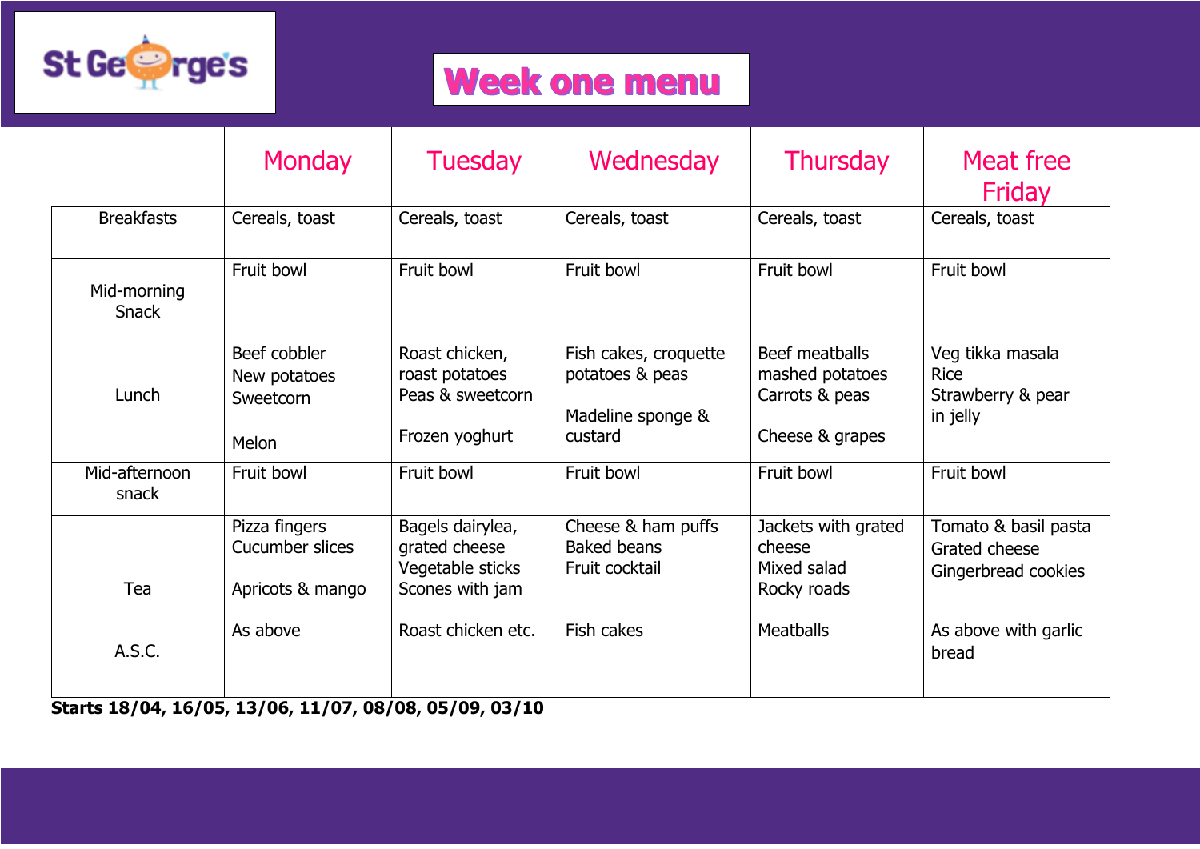St Georges

# Week one menu

| | Monday | Tuesday | Wednesday | Thursday | Meat free Friday |
|---|---|---|---|---|---|
| Breakfasts | Cereals, toast | Cereals, toast | Cereals, toast | Cereals, toast | Cereals, toast |
| Mid-morning Snack | Fruit bowl | Fruit bowl | Fruit bowl | Fruit bowl | Fruit bowl |
| Lunch | Beef cobbler<br>New potatoes<br>Sweetcorn<br><br>Melon | Roast chicken, roast potatoes<br>Peas & sweetcorn<br><br>Frozen yoghurt | Fish cakes, croquette potatoes & peas<br><br>Madeline sponge & custard | Beef meatballs mashed potatoes<br>Carrots & peas<br><br>Cheese & grapes | Veg tikka masala<br>Rice<br>Strawberry & pear in jelly |
| Mid-afternoon snack | Fruit bowl | Fruit bowl | Fruit bowl | Fruit bowl | Fruit bowl |
| Tea | Pizza fingers<br>Cucumber slices<br><br>Apricots & mango | Bagels dairylea, grated cheese<br>Vegetable sticks<br>Scones with jam | Cheese & ham puffs<br>Baked beans<br>Fruit cocktail | Jackets with grated cheese<br>Mixed salad<br>Rocky roads | Tomato & basil pasta<br>Grated cheese<br>Gingerbread cookies |
| A.S.C. | As above | Roast chicken etc. | Fish cakes | Meatballs | As above with garlic bread |

**Starts 18/04, 16/05, 13/06, 11/07, 08/08, 05/09, 03/10**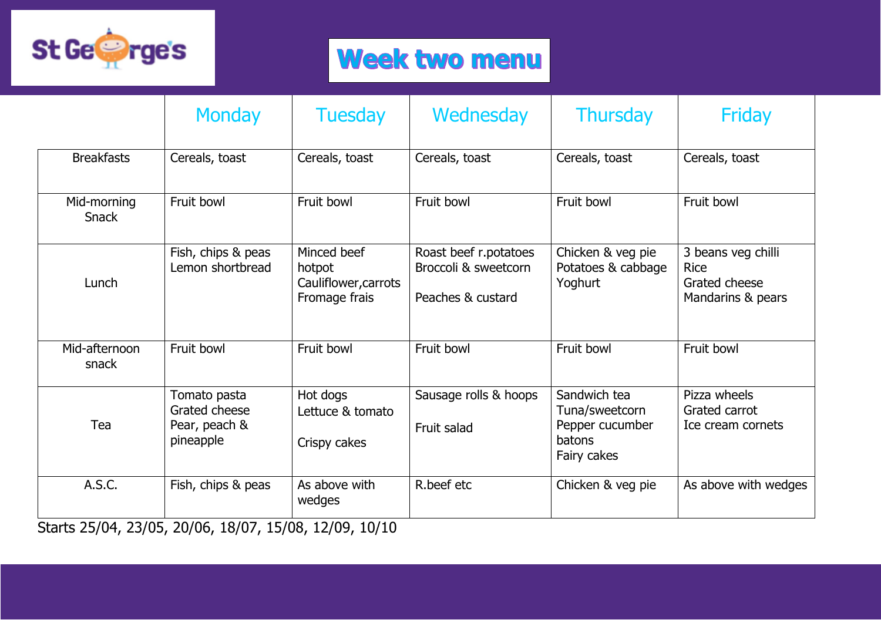St Georges

# Week two menu

| | Monday | Tuesday | Wednesday | Thursday | Friday |
|---|---|---|---|---|---|
| Breakfasts | Cereals, toast | Cereals, toast | Cereals, toast | Cereals, toast | Cereals, toast |
| Mid-morning Snack | Fruit bowl | Fruit bowl | Fruit bowl | Fruit bowl | Fruit bowl |
| Lunch | Fish, chips & peas<br>Lemon shortbread | Minced beef hotpot<br>Cauliflower,carrots<br>Fromage frais | Roast beef r.potatoes<br>Broccoli & sweetcorn<br><br>Peaches & custard | Chicken & veg pie<br>Potatoes & cabbage<br>Yoghurt | 3 beans veg chilli<br>Rice<br>Grated cheese<br>Mandarins & pears |
| Mid-afternoon snack | Fruit bowl | Fruit bowl | Fruit bowl | Fruit bowl | Fruit bowl |
| Tea | Tomato pasta<br>Grated cheese<br>Pear, peach & pineapple | Hot dogs<br>Lettuce & tomato<br><br>Crispy cakes | Sausage rolls & hoops<br><br>Fruit salad | Sandwich tea<br>Tuna/sweetcorn<br>Pepper cucumber batons<br>Fairy cakes | Pizza wheels<br>Grated carrot<br>Ice cream cornets |
| A.S.C. | Fish, chips & peas | As above with wedges | R.beef etc | Chicken & veg pie | As above with wedges |

Starts 25/04, 23/05, 20/06, 18/07, 15/08, 12/09, 10/10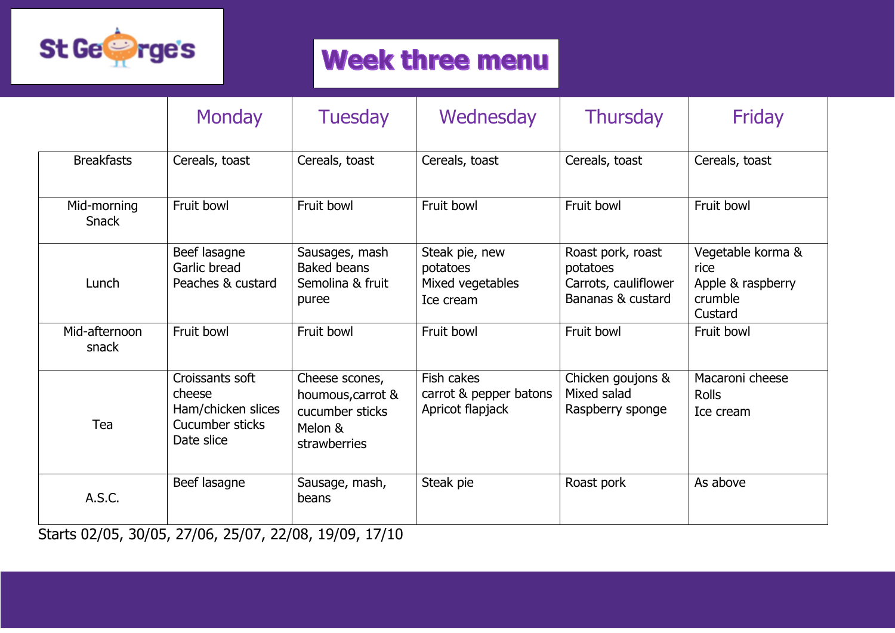St George's

# Week three menu

| | Monday | Tuesday | Wednesday | Thursday | Friday |
|---|---|---|---|---|---|
| Breakfasts | Cereals, toast | Cereals, toast | Cereals, toast | Cereals, toast | Cereals, toast |
| Mid-morning Snack | Fruit bowl | Fruit bowl | Fruit bowl | Fruit bowl | Fruit bowl |
| Lunch | Beef lasagne<br>Garlic bread<br>Peaches & custard | Sausages, mash<br>Baked beans<br>Semolina & fruit puree | Steak pie, new potatoes<br>Mixed vegetables<br>Ice cream | Roast pork, roast potatoes<br>Carrots, cauliflower<br>Bananas & custard | Vegetable korma & rice<br>Apple & raspberry crumble<br>Custard |
| Mid-afternoon snack | Fruit bowl | Fruit bowl | Fruit bowl | Fruit bowl | Fruit bowl |
| Tea | Croissants soft cheese<br>Ham/chicken slices<br>Cucumber sticks<br>Date slice | Cheese scones, houmous,carrot & cucumber sticks<br>Melon & strawberries | Fish cakes<br>carrot & pepper batons<br>Apricot flapjack | Chicken goujons &<br>Mixed salad<br>Raspberry sponge | Macaroni cheese<br>Rolls<br>Ice cream |
| A.S.C. | Beef lasagne | Sausage, mash, beans | Steak pie | Roast pork | As above |

Starts 02/05, 30/05, 27/06, 25/07, 22/08, 19/09, 17/10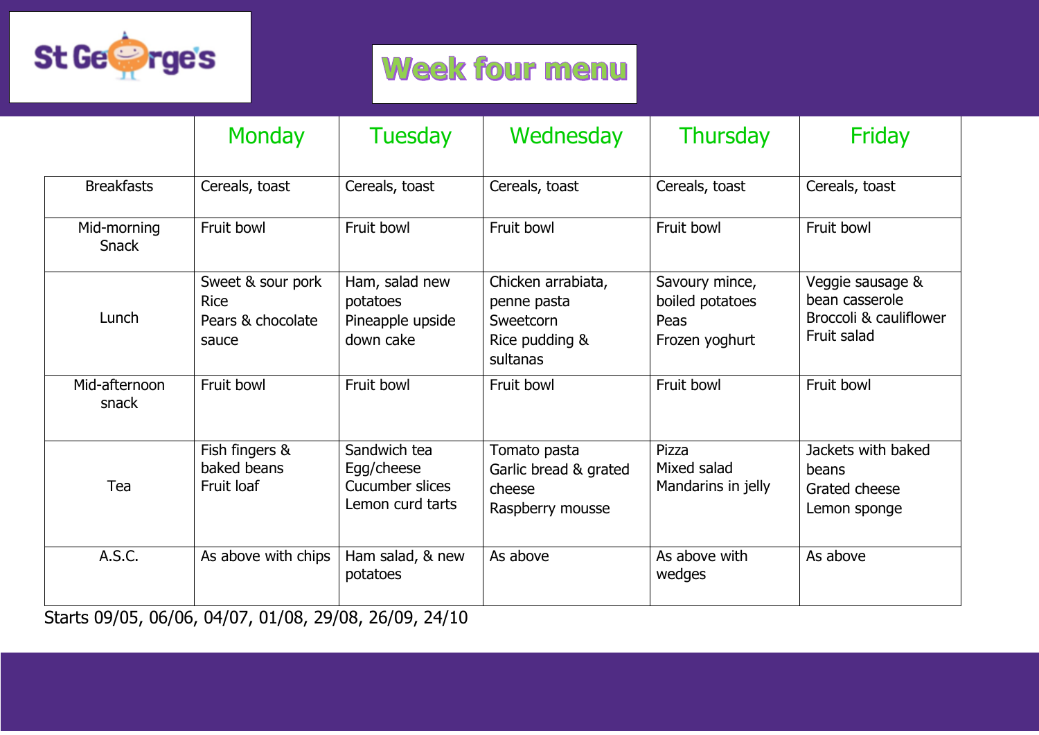St Georges

# Week four menu

| | Monday | Tuesday | Wednesday | Thursday | Friday |
|---|---|---|---|---|---|
| Breakfasts | Cereals, toast | Cereals, toast | Cereals, toast | Cereals, toast | Cereals, toast |
| Mid-morning Snack | Fruit bowl | Fruit bowl | Fruit bowl | Fruit bowl | Fruit bowl |
| Lunch | Sweet & sour pork<br>Rice<br>Pears & chocolate sauce | Ham, salad new potatoes<br>Pineapple upside down cake | Chicken arrabiata, penne pasta<br>Sweetcorn<br>Rice pudding & sultanas | Savoury mince, boiled potatoes<br>Peas<br>Frozen yoghurt | Veggie sausage & bean casserole<br>Broccoli & cauliflower<br>Fruit salad |
| Mid-afternoon snack | Fruit bowl | Fruit bowl | Fruit bowl | Fruit bowl | Fruit bowl |
| Tea | Fish fingers & baked beans<br>Fruit loaf | Sandwich tea<br>Egg/cheese<br>Cucumber slices<br>Lemon curd tarts | Tomato pasta<br>Garlic bread & grated cheese<br>Raspberry mousse | Pizza<br>Mixed salad<br>Mandarins in jelly | Jackets with baked beans<br>Grated cheese<br>Lemon sponge |
| A.S.C. | As above with chips | Ham salad, & new potatoes | As above | As above with wedges | As above |

Starts 09/05, 06/06, 04/07, 01/08, 29/08, 26/09, 24/10